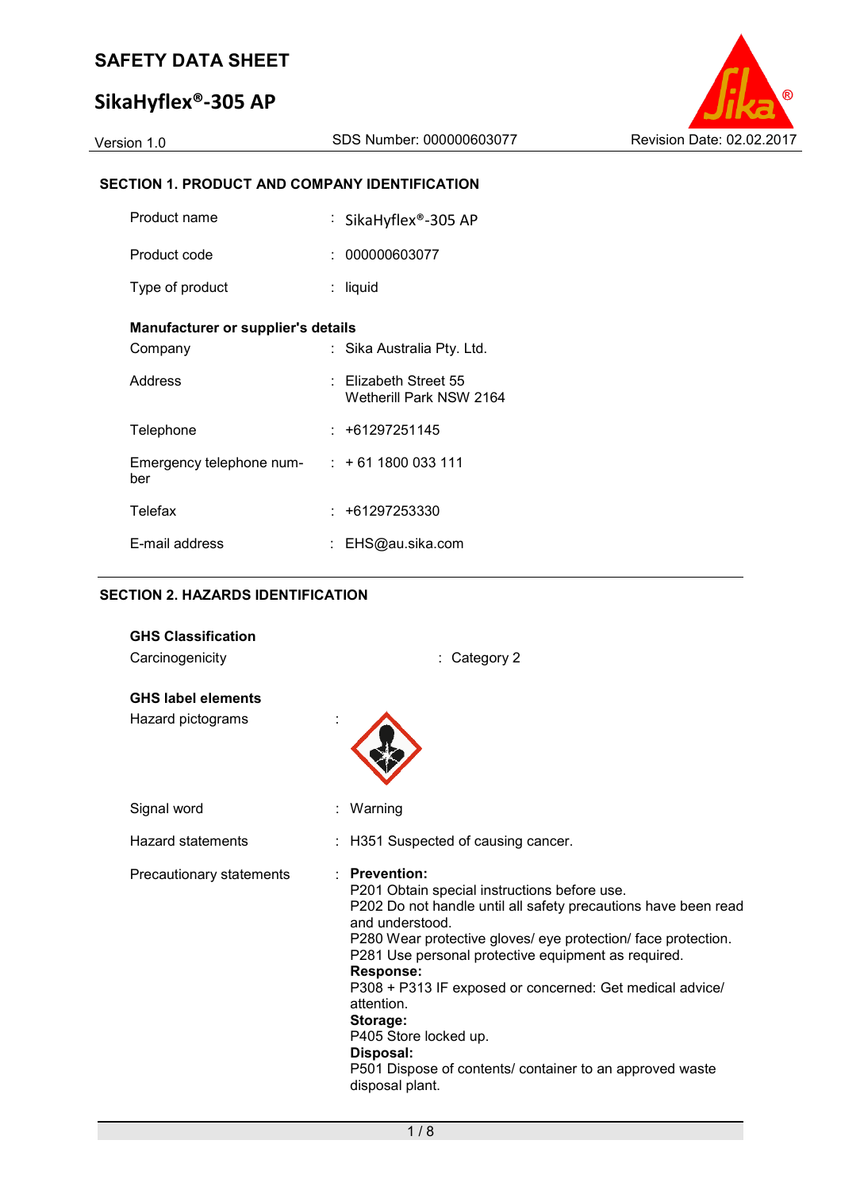# SAFETY DATA SHEET

# SikaHyflex®-305 AP

Version 1.0 | SDS Number: 000000603077 | Revision Date: 02.02.2017

## SECTION 1. PRODUCT AND COMPANY IDENTIFICATION

| | | |
|---|---|---|
| Product name | : | SikaHyflex®-305 AP |
| Product code | : | 000000603077 |
| Type of product | : | liquid |

**Manufacturer or supplier's details**

| | | |
|---|---|---|
| Company | : | Sika Australia Pty. Ltd. |
| Address | : | Elizabeth Street 55<br>Wetherill Park NSW 2164 |
| Telephone | : | +61297251145 |
| Emergency telephone number | : | + 61 1800 033 111 |
| Telefax | : | +61297253330 |
| E-mail address | : | EHS@au.sika.com |

## SECTION 2. HAZARDS IDENTIFICATION

**GHS Classification**

Carcinogenicity : Category 2

**GHS label elements**

Hazard pictograms :

Signal word : Warning

Hazard statements : H351 Suspected of causing cancer.

Precautionary statements :

**Prevention:**
P201 Obtain special instructions before use.
P202 Do not handle until all safety precautions have been read and understood.
P280 Wear protective gloves/ eye protection/ face protection.
P281 Use personal protective equipment as required.

**Response:**
P308 + P313 IF exposed or concerned: Get medical advice/ attention.

**Storage:**
P405 Store locked up.

**Disposal:**
P501 Dispose of contents/ container to an approved waste disposal plant.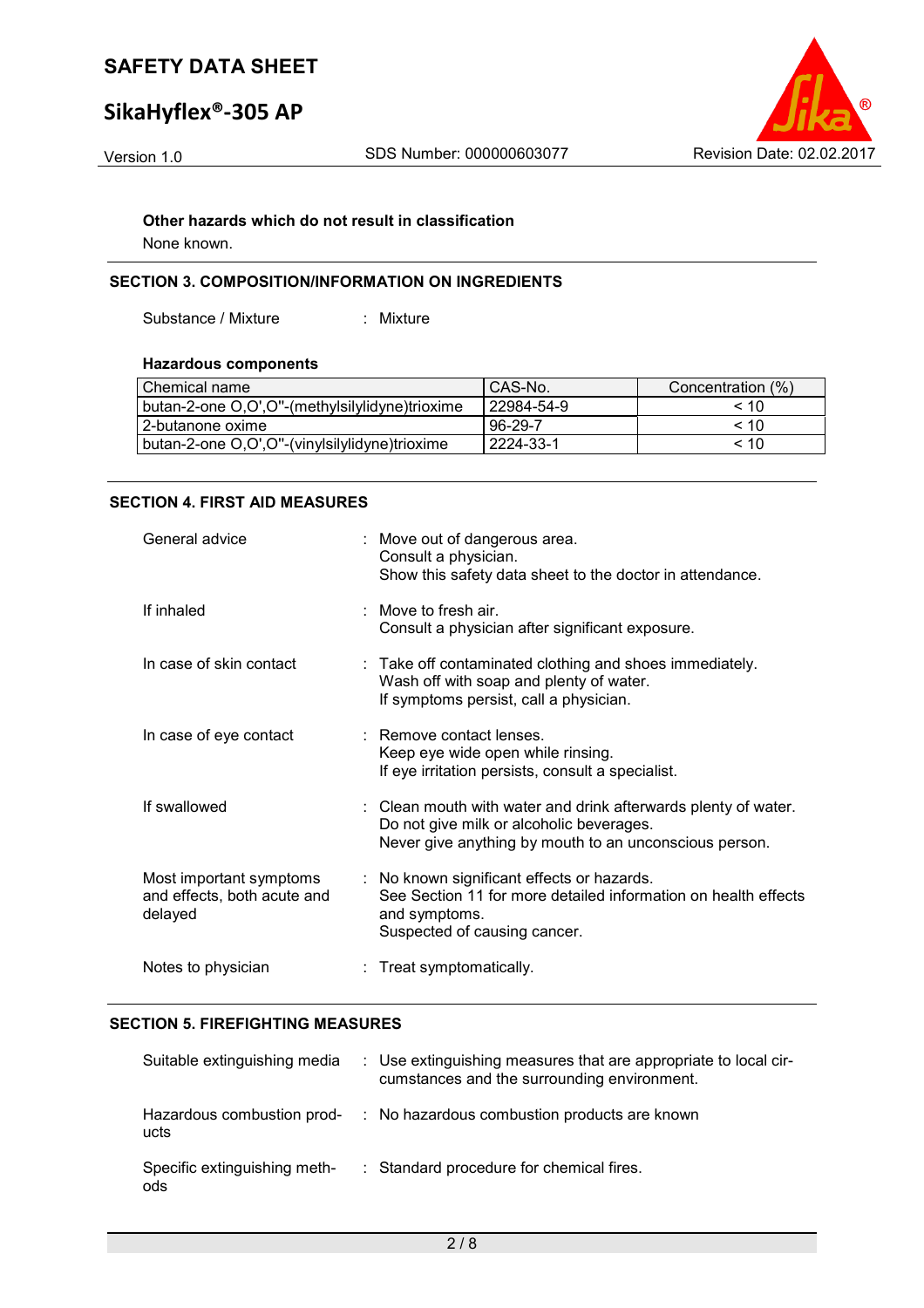**Other hazards which do not result in classification**

None known.

## SECTION 3. COMPOSITION/INFORMATION ON INGREDIENTS

Substance / Mixture : Mixture

**Hazardous components**

| Chemical name | CAS-No. | Concentration (%) |
|---|---|---|
| butan-2-one O,O',O''-(methylsilylidyne)trioxime | 22984-54-9 | < 10 |
| 2-butanone oxime | 96-29-7 | < 10 |
| butan-2-one O,O',O''-(vinylsilylidyne)trioxime | 2224-33-1 | < 10 |

## SECTION 4. FIRST AID MEASURES

General advice : Move out of dangerous area.
Consult a physician.
Show this safety data sheet to the doctor in attendance.

If inhaled : Move to fresh air.
Consult a physician after significant exposure.

In case of skin contact : Take off contaminated clothing and shoes immediately.
Wash off with soap and plenty of water.
If symptoms persist, call a physician.

In case of eye contact : Remove contact lenses.
Keep eye wide open while rinsing.
If eye irritation persists, consult a specialist.

If swallowed : Clean mouth with water and drink afterwards plenty of water.
Do not give milk or alcoholic beverages.
Never give anything by mouth to an unconscious person.

Most important symptoms and effects, both acute and delayed : No known significant effects or hazards.
See Section 11 for more detailed information on health effects and symptoms.
Suspected of causing cancer.

Notes to physician : Treat symptomatically.

## SECTION 5. FIREFIGHTING MEASURES

Suitable extinguishing media : Use extinguishing measures that are appropriate to local circumstances and the surrounding environment.

Hazardous combustion products : No hazardous combustion products are known

Specific extinguishing methods : Standard procedure for chemical fires.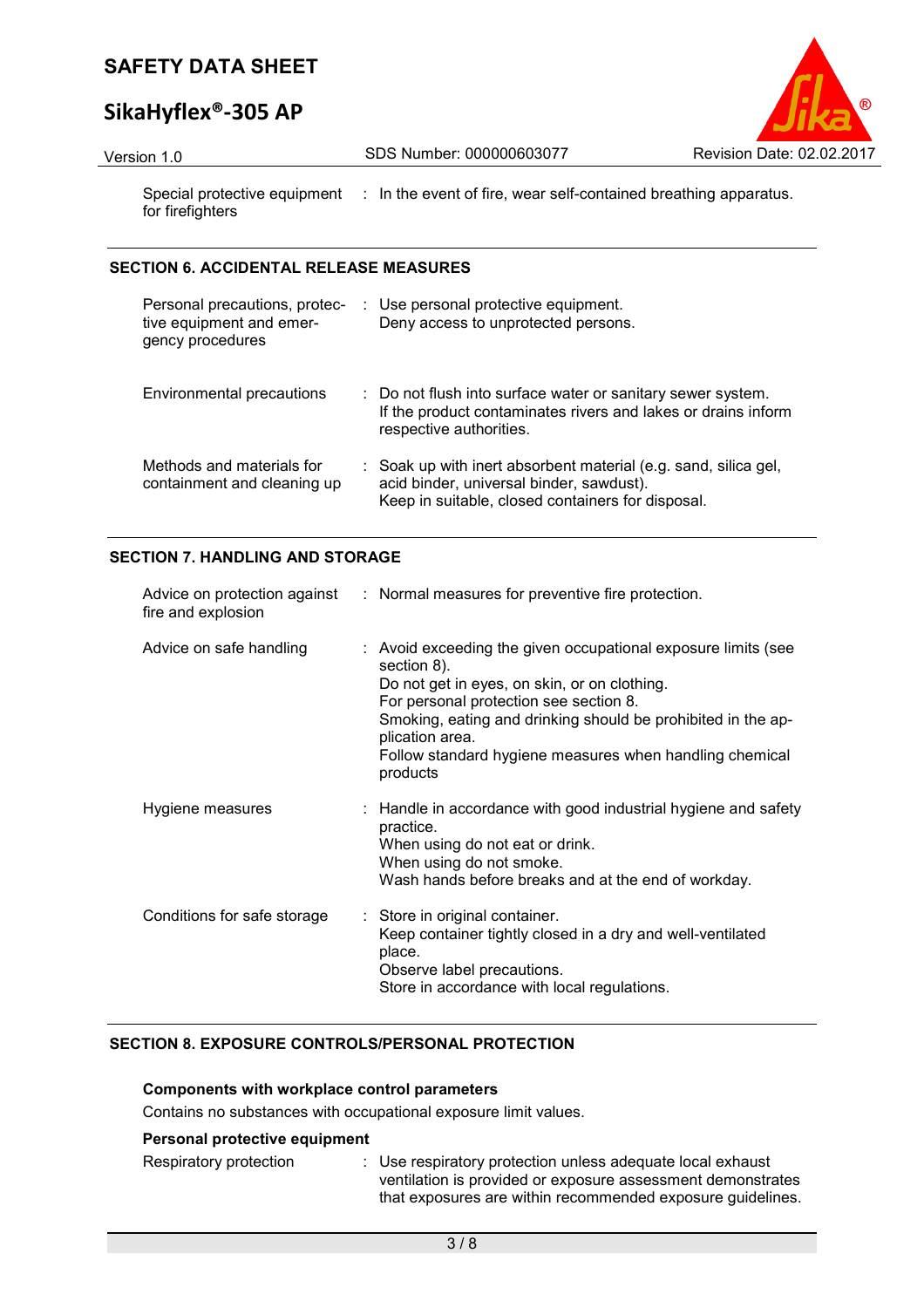| | |
|---|---|
| Special protective equipment for firefighters | : In the event of fire, wear self-contained breathing apparatus. |

## SECTION 6. ACCIDENTAL RELEASE MEASURES

| | |
|---|---|
| Personal precautions, protective equipment and emergency procedures | : Use personal protective equipment. Deny access to unprotected persons. |
| Environmental precautions | : Do not flush into surface water or sanitary sewer system. If the product contaminates rivers and lakes or drains inform respective authorities. |
| Methods and materials for containment and cleaning up | : Soak up with inert absorbent material (e.g. sand, silica gel, acid binder, universal binder, sawdust). Keep in suitable, closed containers for disposal. |

## SECTION 7. HANDLING AND STORAGE

| | |
|---|---|
| Advice on protection against fire and explosion | : Normal measures for preventive fire protection. |
| Advice on safe handling | : Avoid exceeding the given occupational exposure limits (see section 8). Do not get in eyes, on skin, or on clothing. For personal protection see section 8. Smoking, eating and drinking should be prohibited in the application area. Follow standard hygiene measures when handling chemical products |
| Hygiene measures | : Handle in accordance with good industrial hygiene and safety practice. When using do not eat or drink. When using do not smoke. Wash hands before breaks and at the end of workday. |
| Conditions for safe storage | : Store in original container. Keep container tightly closed in a dry and well-ventilated place. Observe label precautions. Store in accordance with local regulations. |

## SECTION 8. EXPOSURE CONTROLS/PERSONAL PROTECTION

### Components with workplace control parameters

Contains no substances with occupational exposure limit values.

### Personal protective equipment

| | |
|---|---|
| Respiratory protection | : Use respiratory protection unless adequate local exhaust ventilation is provided or exposure assessment demonstrates that exposures are within recommended exposure guidelines. |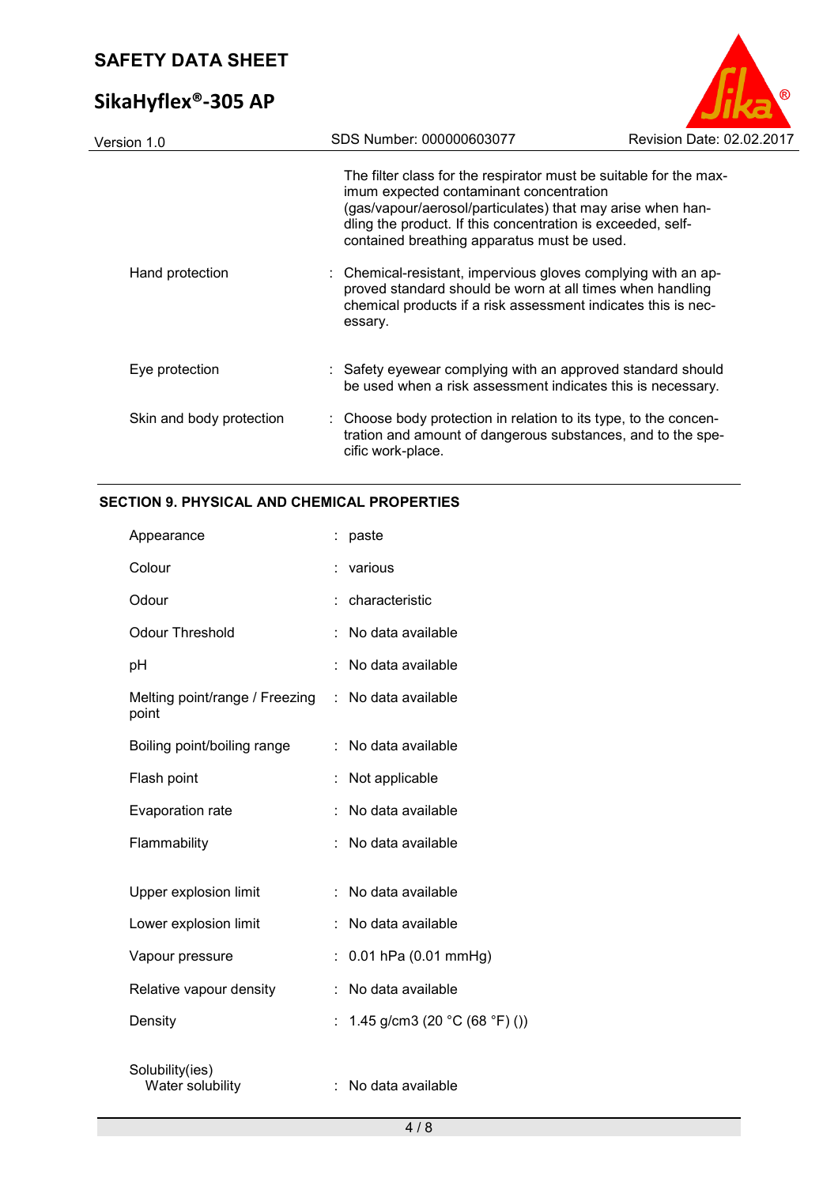The filter class for the respirator must be suitable for the maximum expected contaminant concentration (gas/vapour/aerosol/particulates) that may arise when handling the product. If this concentration is exceeded, self-contained breathing apparatus must be used.

| | | |
|---|---|---|
| Hand protection | : | Chemical-resistant, impervious gloves complying with an approved standard should be worn at all times when handling chemical products if a risk assessment indicates this is necessary. |
| Eye protection | : | Safety eyewear complying with an approved standard should be used when a risk assessment indicates this is necessary. |
| Skin and body protection | : | Choose body protection in relation to its type, to the concentration and amount of dangerous substances, and to the specific work-place. |

## SECTION 9. PHYSICAL AND CHEMICAL PROPERTIES

| | | |
|---|---|---|
| Appearance | : | paste |
| Colour | : | various |
| Odour | : | characteristic |
| Odour Threshold | : | No data available |
| pH | : | No data available |
| Melting point/range / Freezing point | : | No data available |
| Boiling point/boiling range | : | No data available |
| Flash point | : | Not applicable |
| Evaporation rate | : | No data available |
| Flammability | : | No data available |
| Upper explosion limit | : | No data available |
| Lower explosion limit | : | No data available |
| Vapour pressure | : | 0.01 hPa (0.01 mmHg) |
| Relative vapour density | : | No data available |
| Density | : | 1.45 g/cm3 (20 °C (68 °F) ()) |
| Solubility(ies)<br>Water solubility | : | No data available |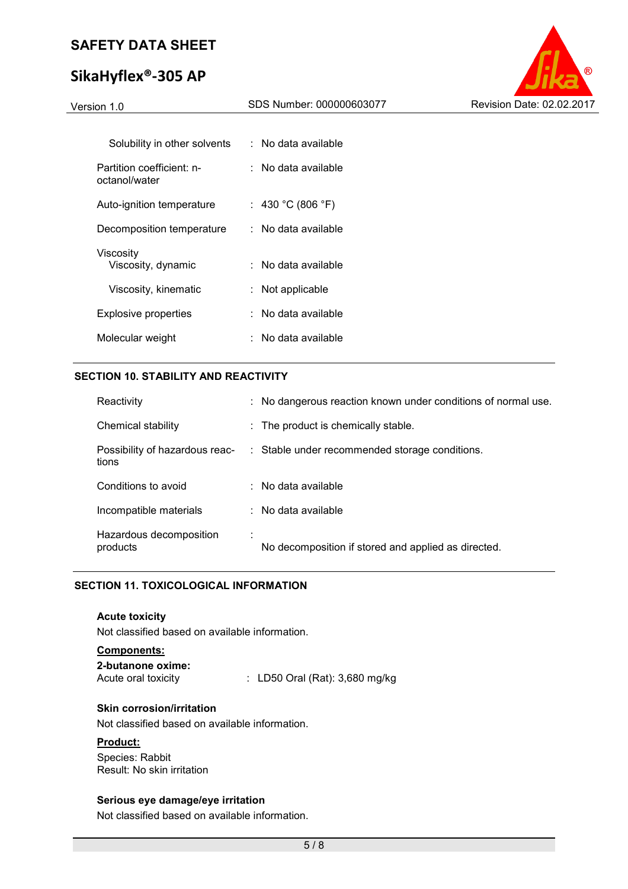| | | |
|---|---|---|
| Solubility in other solvents | : | No data available |
| Partition coefficient: n-octanol/water | : | No data available |
| Auto-ignition temperature | : | 430 °C (806 °F) |
| Decomposition temperature | : | No data available |
| Viscosity | | |
| Viscosity, dynamic | : | No data available |
| Viscosity, kinematic | : | Not applicable |
| Explosive properties | : | No data available |
| Molecular weight | : | No data available |

## SECTION 10. STABILITY AND REACTIVITY

| | | |
|---|---|---|
| Reactivity | : | No dangerous reaction known under conditions of normal use. |
| Chemical stability | : | The product is chemically stable. |
| Possibility of hazardous reactions | : | Stable under recommended storage conditions. |
| Conditions to avoid | : | No data available |
| Incompatible materials | : | No data available |
| Hazardous decomposition products | : | No decomposition if stored and applied as directed. |

## SECTION 11. TOXICOLOGICAL INFORMATION

**Acute toxicity**

Not classified based on available information.

**Components:**

**2-butanone oxime:**

Acute oral toxicity : LD50 Oral (Rat): 3,680 mg/kg

**Skin corrosion/irritation**

Not classified based on available information.

**Product:**

Species: Rabbit
Result: No skin irritation

**Serious eye damage/eye irritation**

Not classified based on available information.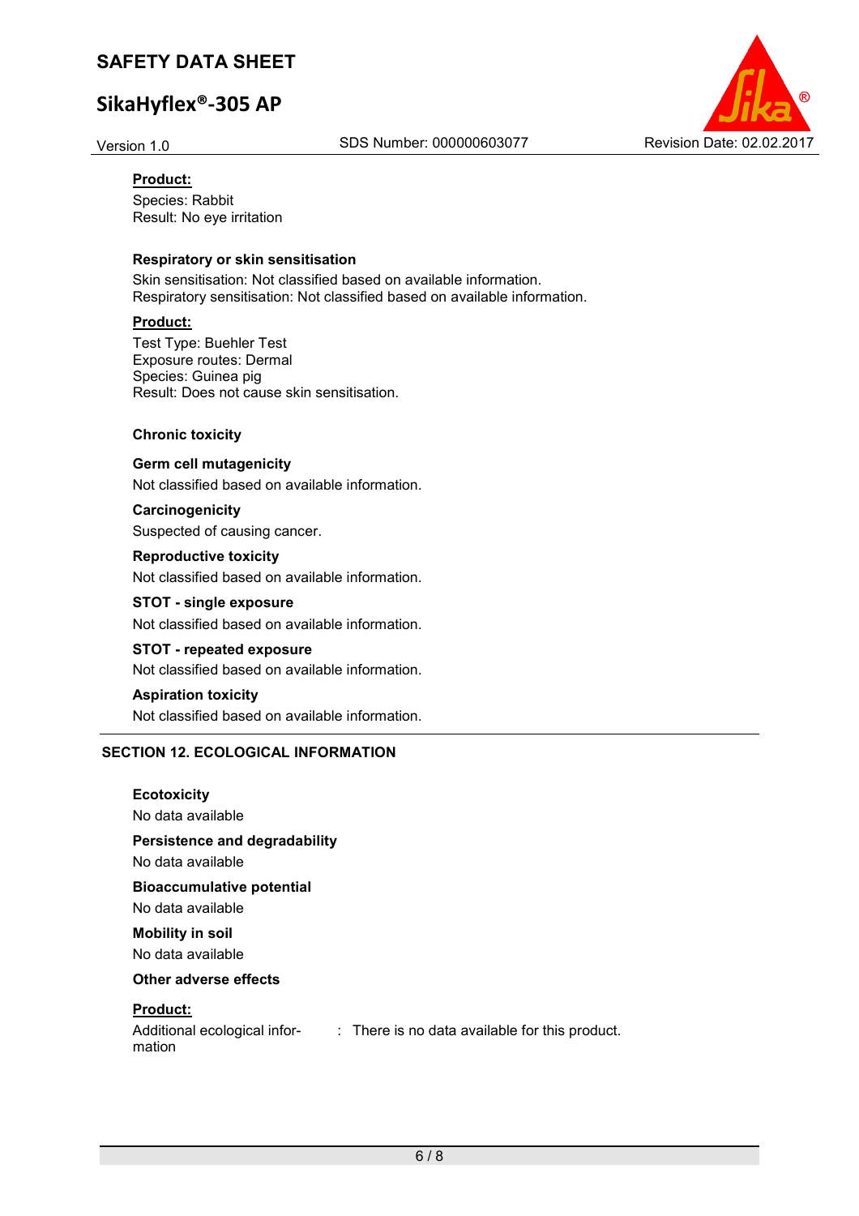**Product:**

Species: Rabbit
Result: No eye irritation

**Respiratory or skin sensitisation**

Skin sensitisation: Not classified based on available information.
Respiratory sensitisation: Not classified based on available information.

**Product:**

Test Type: Buehler Test
Exposure routes: Dermal
Species: Guinea pig
Result: Does not cause skin sensitisation.

**Chronic toxicity**

**Germ cell mutagenicity**

Not classified based on available information.

**Carcinogenicity**

Suspected of causing cancer.

**Reproductive toxicity**

Not classified based on available information.

**STOT - single exposure**

Not classified based on available information.

**STOT - repeated exposure**

Not classified based on available information.

**Aspiration toxicity**

Not classified based on available information.

## SECTION 12. ECOLOGICAL INFORMATION

**Ecotoxicity**

No data available

**Persistence and degradability**

No data available

**Bioaccumulative potential**

No data available

**Mobility in soil**

No data available

**Other adverse effects**

**Product:**

Additional ecological information : There is no data available for this product.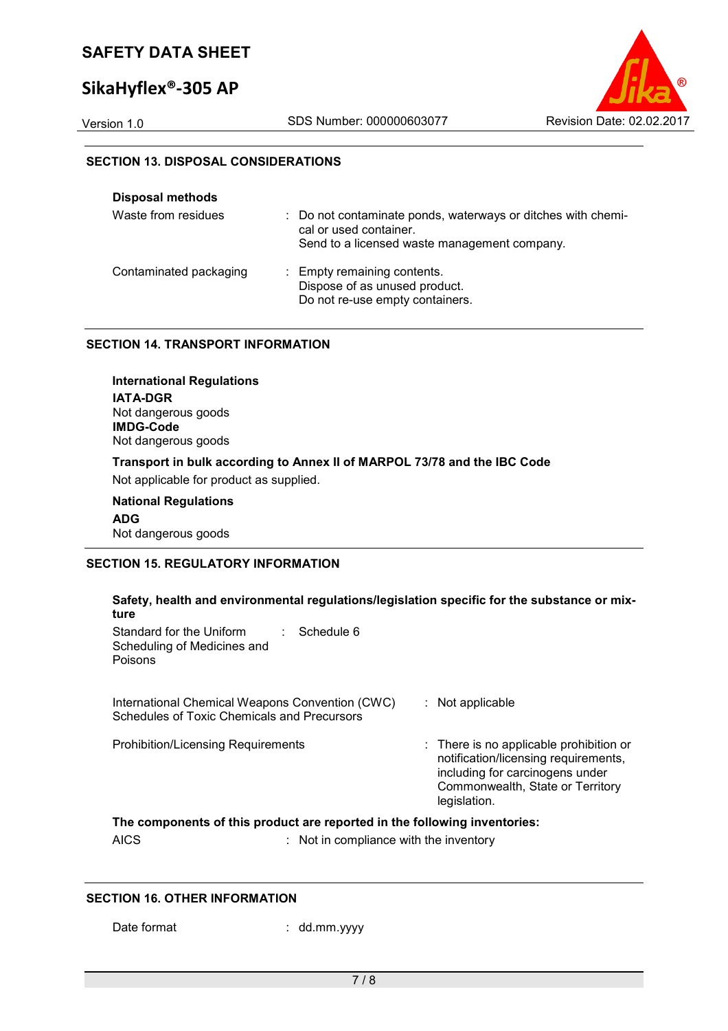## SECTION 13. DISPOSAL CONSIDERATIONS

**Disposal methods**

| | |
|---|---|
| Waste from residues | : Do not contaminate ponds, waterways or ditches with chemical or used container.<br>Send to a licensed waste management company. |
| Contaminated packaging | : Empty remaining contents.<br>Dispose of as unused product.<br>Do not re-use empty containers. |

## SECTION 14. TRANSPORT INFORMATION

**International Regulations**

**IATA-DGR**
Not dangerous goods

**IMDG-Code**
Not dangerous goods

**Transport in bulk according to Annex II of MARPOL 73/78 and the IBC Code**

Not applicable for product as supplied.

**National Regulations**

**ADG**
Not dangerous goods

## SECTION 15. REGULATORY INFORMATION

**Safety, health and environmental regulations/legislation specific for the substance or mixture**

| | |
|---|---|
| Standard for the Uniform Scheduling of Medicines and Poisons | : Schedule 6 |
| International Chemical Weapons Convention (CWC) Schedules of Toxic Chemicals and Precursors | : Not applicable |
| Prohibition/Licensing Requirements | : There is no applicable prohibition or notification/licensing requirements, including for carcinogens under Commonwealth, State or Territory legislation. |

**The components of this product are reported in the following inventories:**

| | |
|---|---|
| AICS | : Not in compliance with the inventory |

## SECTION 16. OTHER INFORMATION

| | |
|---|---|
| Date format | : dd.mm.yyyy |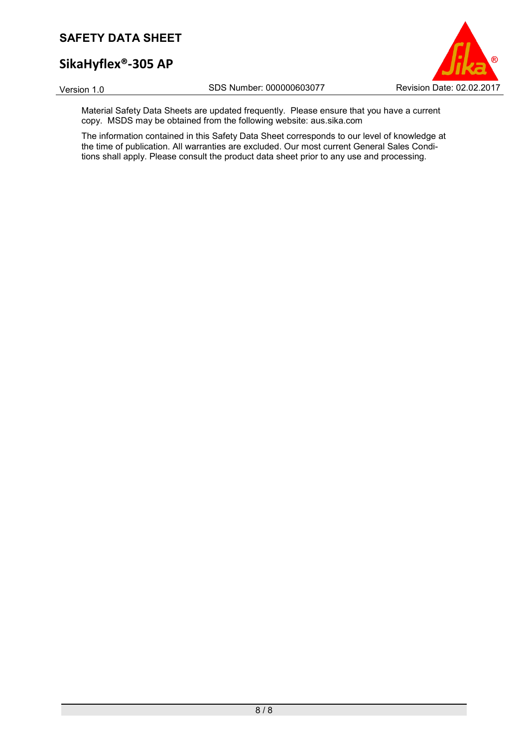Material Safety Data Sheets are updated frequently. Please ensure that you have a current copy. MSDS may be obtained from the following website: aus.sika.com

The information contained in this Safety Data Sheet corresponds to our level of knowledge at the time of publication. All warranties are excluded. Our most current General Sales Conditions shall apply. Please consult the product data sheet prior to any use and processing.